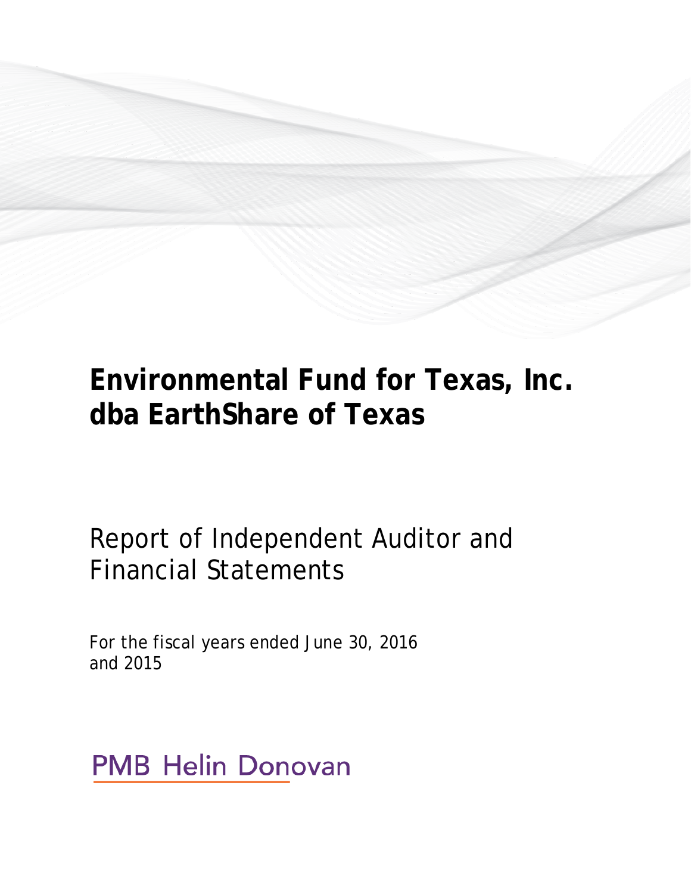# Environmental Fund for Texas, Inc. dba EarthShare of Texas

## Report of Independent Auditor and Financial Statements

For the fiscal years ended June 30, 2016 and 2015

PMB Helin Donovan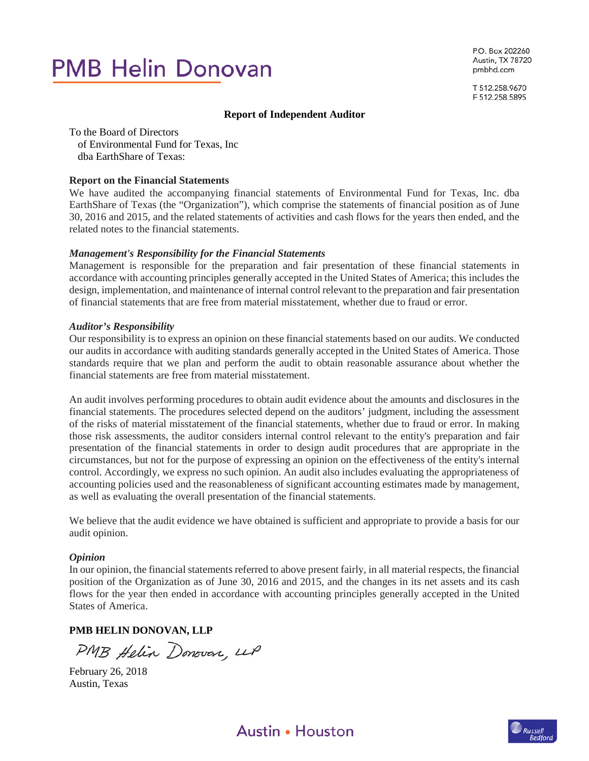PMB Helin Donovan

P.O. Box 202260
Austin, TX 78720
pmbhd.com

T 512.258.9670
F 512.258.5895

## Report of Independent Auditor

To the Board of Directors
of Environmental Fund for Texas, Inc
dba EarthShare of Texas:

**Report on the Financial Statements**

We have audited the accompanying financial statements of Environmental Fund for Texas, Inc. dba EarthShare of Texas (the "Organization"), which comprise the statements of financial position as of June 30, 2016 and 2015, and the related statements of activities and cash flows for the years then ended, and the related notes to the financial statements.

***Management's Responsibility for the Financial Statements***

Management is responsible for the preparation and fair presentation of these financial statements in accordance with accounting principles generally accepted in the United States of America; this includes the design, implementation, and maintenance of internal control relevant to the preparation and fair presentation of financial statements that are free from material misstatement, whether due to fraud or error.

***Auditor's Responsibility***

Our responsibility is to express an opinion on these financial statements based on our audits. We conducted our audits in accordance with auditing standards generally accepted in the United States of America. Those standards require that we plan and perform the audit to obtain reasonable assurance about whether the financial statements are free from material misstatement.

An audit involves performing procedures to obtain audit evidence about the amounts and disclosures in the financial statements. The procedures selected depend on the auditors' judgment, including the assessment of the risks of material misstatement of the financial statements, whether due to fraud or error. In making those risk assessments, the auditor considers internal control relevant to the entity's preparation and fair presentation of the financial statements in order to design audit procedures that are appropriate in the circumstances, but not for the purpose of expressing an opinion on the effectiveness of the entity's internal control. Accordingly, we express no such opinion. An audit also includes evaluating the appropriateness of accounting policies used and the reasonableness of significant accounting estimates made by management, as well as evaluating the overall presentation of the financial statements.

We believe that the audit evidence we have obtained is sufficient and appropriate to provide a basis for our audit opinion.

***Opinion***

In our opinion, the financial statements referred to above present fairly, in all material respects, the financial position of the Organization as of June 30, 2016 and 2015, and the changes in its net assets and its cash flows for the year then ended in accordance with accounting principles generally accepted in the United States of America.

**PMB HELIN DONOVAN, LLP**

PMB Helin Donovan, LLP

February 26, 2018
Austin, Texas

Austin • Houston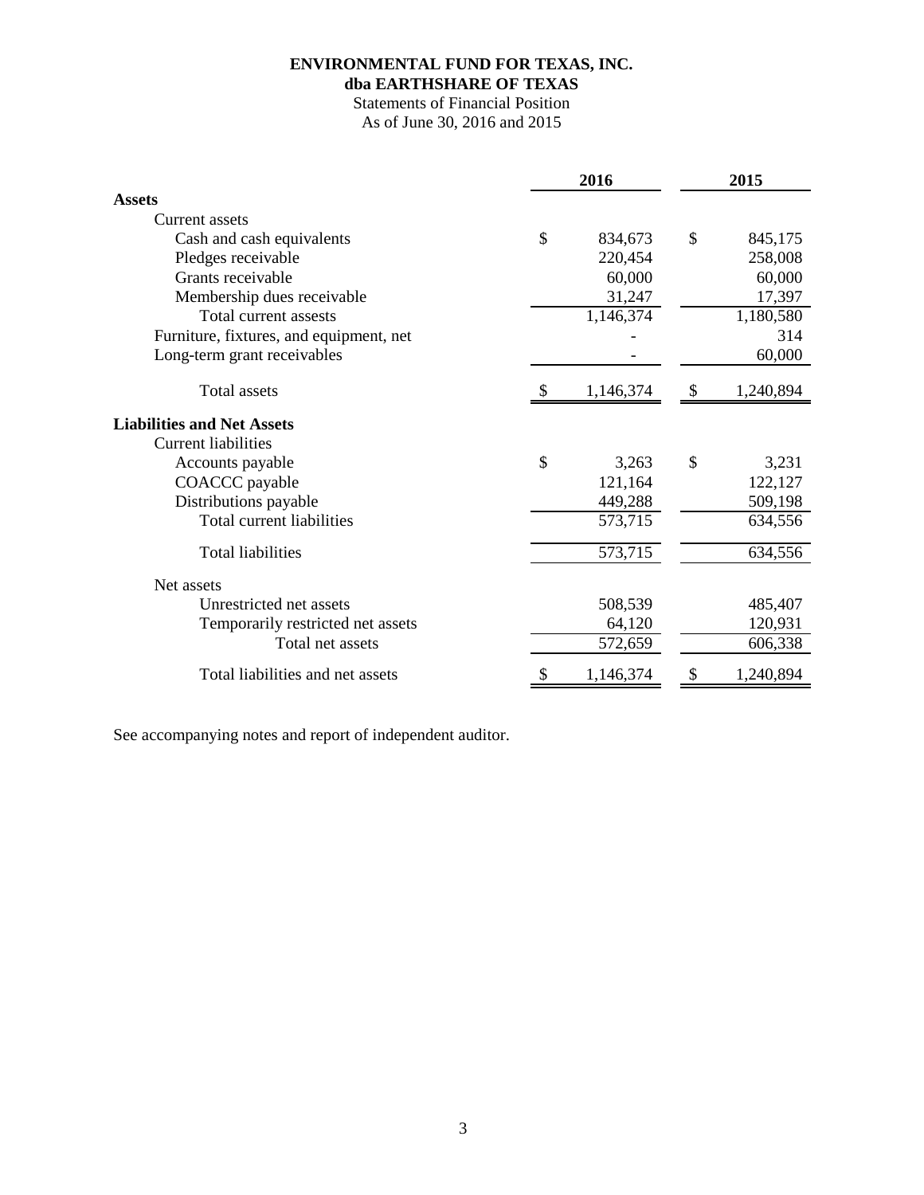# ENVIRONMENTAL FUND FOR TEXAS, INC.
## dba EARTHSHARE OF TEXAS

Statements of Financial Position
As of June 30, 2016 and 2015

| | 2016 | 2015 |
|---|---|---|
| **Assets** | | |
| Current assets | | |
| Cash and cash equivalents | $ 834,673 | $ 845,175 |
| Pledges receivable | 220,454 | 258,008 |
| Grants receivable | 60,000 | 60,000 |
| Membership dues receivable | 31,247 | 17,397 |
| Total current assests | 1,146,374 | 1,180,580 |
| Furniture, fixtures, and equipment, net | - | 314 |
| Long-term grant receivables | - | 60,000 |
| Total assets | $ 1,146,374 | $ 1,240,894 |
| **Liabilities and Net Assets** | | |
| Current liabilities | | |
| Accounts payable | $ 3,263 | $ 3,231 |
| COACCC payable | 121,164 | 122,127 |
| Distributions payable | 449,288 | 509,198 |
| Total current liabilities | 573,715 | 634,556 |
| Total liabilities | 573,715 | 634,556 |
| Net assets | | |
| Unrestricted net assets | 508,539 | 485,407 |
| Temporarily restricted net assets | 64,120 | 120,931 |
| Total net assets | 572,659 | 606,338 |
| Total liabilities and net assets | $ 1,146,374 | $ 1,240,894 |

See accompanying notes and report of independent auditor.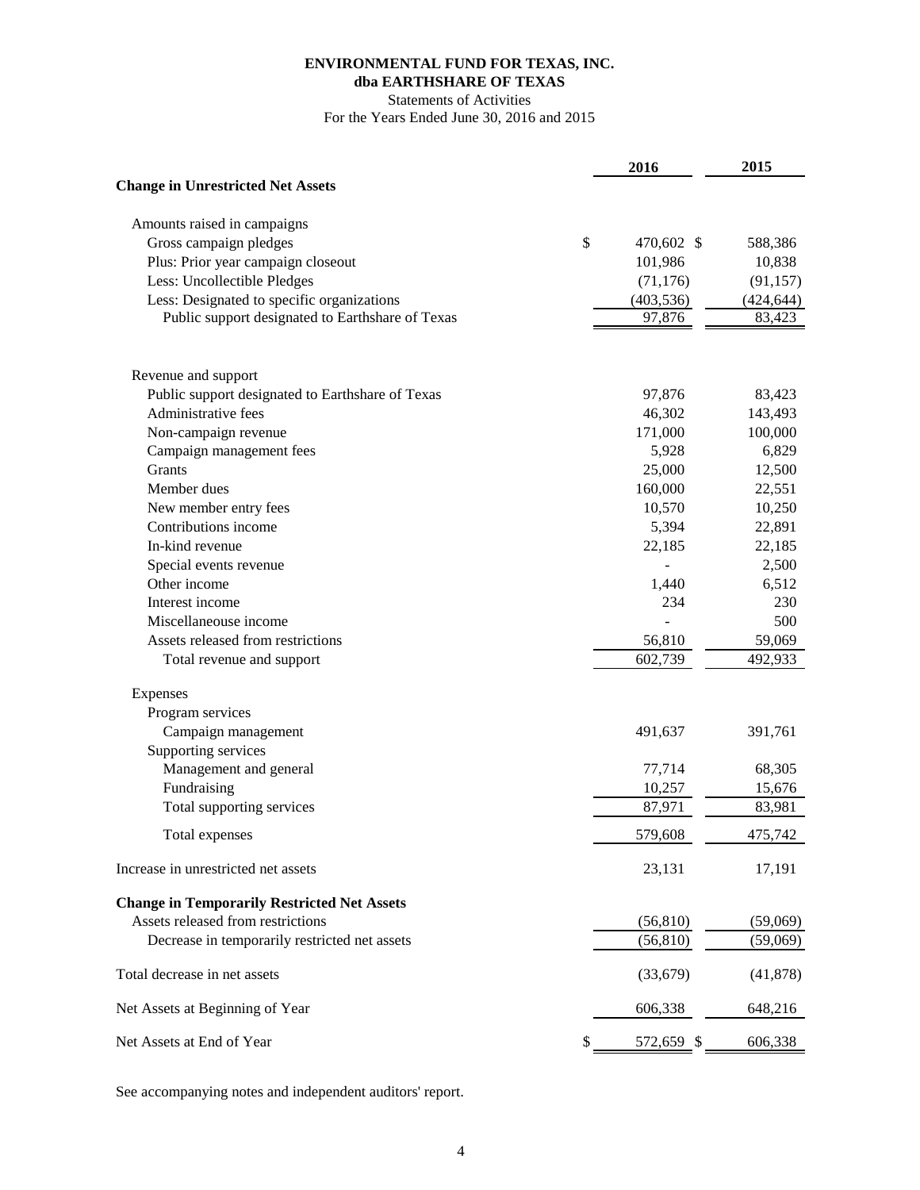**ENVIRONMENTAL FUND FOR TEXAS, INC.**
**dba EARTHSHARE OF TEXAS**
Statements of Activities
For the Years Ended June 30, 2016 and 2015

| | 2016 | 2015 |
|---|---|---|
| **Change in Unrestricted Net Assets** | | |
| Amounts raised in campaigns | | |
| Gross campaign pledges | $ 470,602 | $ 588,386 |
| Plus: Prior year campaign closeout | 101,986 | 10,838 |
| Less: Uncollectible Pledges | (71,176) | (91,157) |
| Less: Designated to specific organizations | (403,536) | (424,644) |
| Public support designated to Earthshare of Texas | 97,876 | 83,423 |
| Revenue and support | | |
| Public support designated to Earthshare of Texas | 97,876 | 83,423 |
| Administrative fees | 46,302 | 143,493 |
| Non-campaign revenue | 171,000 | 100,000 |
| Campaign management fees | 5,928 | 6,829 |
| Grants | 25,000 | 12,500 |
| Member dues | 160,000 | 22,551 |
| New member entry fees | 10,570 | 10,250 |
| Contributions income | 5,394 | 22,891 |
| In-kind revenue | 22,185 | 22,185 |
| Special events revenue | - | 2,500 |
| Other income | 1,440 | 6,512 |
| Interest income | 234 | 230 |
| Miscellaneouse income | - | 500 |
| Assets released from restrictions | 56,810 | 59,069 |
| Total revenue and support | 602,739 | 492,933 |
| Expenses | | |
| Program services | | |
| Campaign management | 491,637 | 391,761 |
| Supporting services | | |
| Management and general | 77,714 | 68,305 |
| Fundraising | 10,257 | 15,676 |
| Total supporting services | 87,971 | 83,981 |
| Total expenses | 579,608 | 475,742 |
| Increase in unrestricted net assets | 23,131 | 17,191 |
| **Change in Temporarily Restricted Net Assets** | | |
| Assets released from restrictions | (56,810) | (59,069) |
| Decrease in temporarily restricted net assets | (56,810) | (59,069) |
| Total decrease in net assets | (33,679) | (41,878) |
| Net Assets at Beginning of Year | 606,338 | 648,216 |
| Net Assets at End of Year | $ 572,659 | $ 606,338 |

See accompanying notes and independent auditors' report.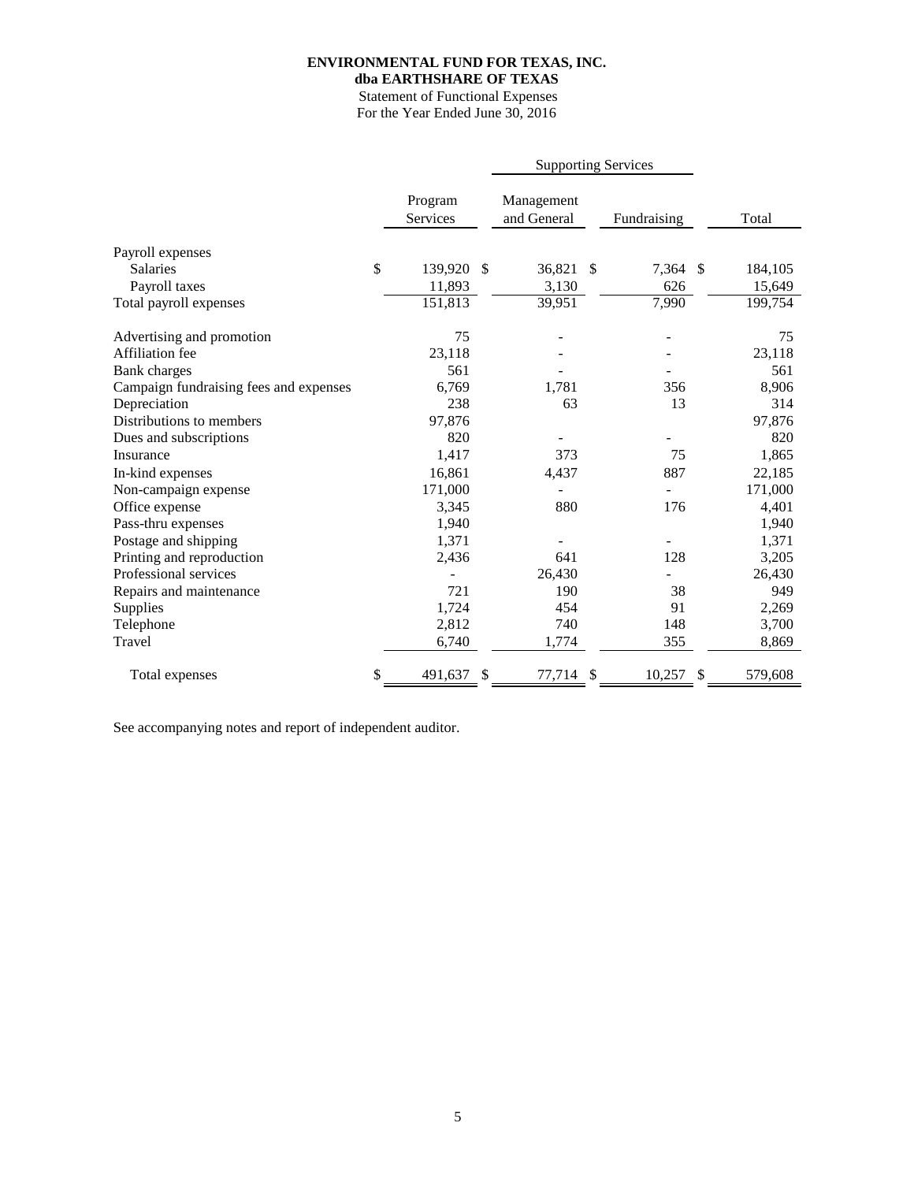**ENVIRONMENTAL FUND FOR TEXAS, INC.**
**dba EARTHSHARE OF TEXAS**
Statement of Functional Expenses
For the Year Ended June 30, 2016

| | | Supporting Services | | |
|---|---|---|---|---|
| | Program Services | Management and General | Fundraising | Total |
| Payroll expenses | | | | |
| Salaries | $ 139,920 | $ 36,821 | $ 7,364 | $ 184,105 |
| Payroll taxes | 11,893 | 3,130 | 626 | 15,649 |
| Total payroll expenses | 151,813 | 39,951 | 7,990 | 199,754 |
| Advertising and promotion | 75 | - | - | 75 |
| Affiliation fee | 23,118 | - | - | 23,118 |
| Bank charges | 561 | - | - | 561 |
| Campaign fundraising fees and expenses | 6,769 | 1,781 | 356 | 8,906 |
| Depreciation | 238 | 63 | 13 | 314 |
| Distributions to members | 97,876 | | | 97,876 |
| Dues and subscriptions | 820 | - | - | 820 |
| Insurance | 1,417 | 373 | 75 | 1,865 |
| In-kind expenses | 16,861 | 4,437 | 887 | 22,185 |
| Non-campaign expense | 171,000 | - | - | 171,000 |
| Office expense | 3,345 | 880 | 176 | 4,401 |
| Pass-thru expenses | 1,940 | | | 1,940 |
| Postage and shipping | 1,371 | - | - | 1,371 |
| Printing and reproduction | 2,436 | 641 | 128 | 3,205 |
| Professional services | - | 26,430 | - | 26,430 |
| Repairs and maintenance | 721 | 190 | 38 | 949 |
| Supplies | 1,724 | 454 | 91 | 2,269 |
| Telephone | 2,812 | 740 | 148 | 3,700 |
| Travel | 6,740 | 1,774 | 355 | 8,869 |
| Total expenses | $ 491,637 | $ 77,714 | $ 10,257 | $ 579,608 |

See accompanying notes and report of independent auditor.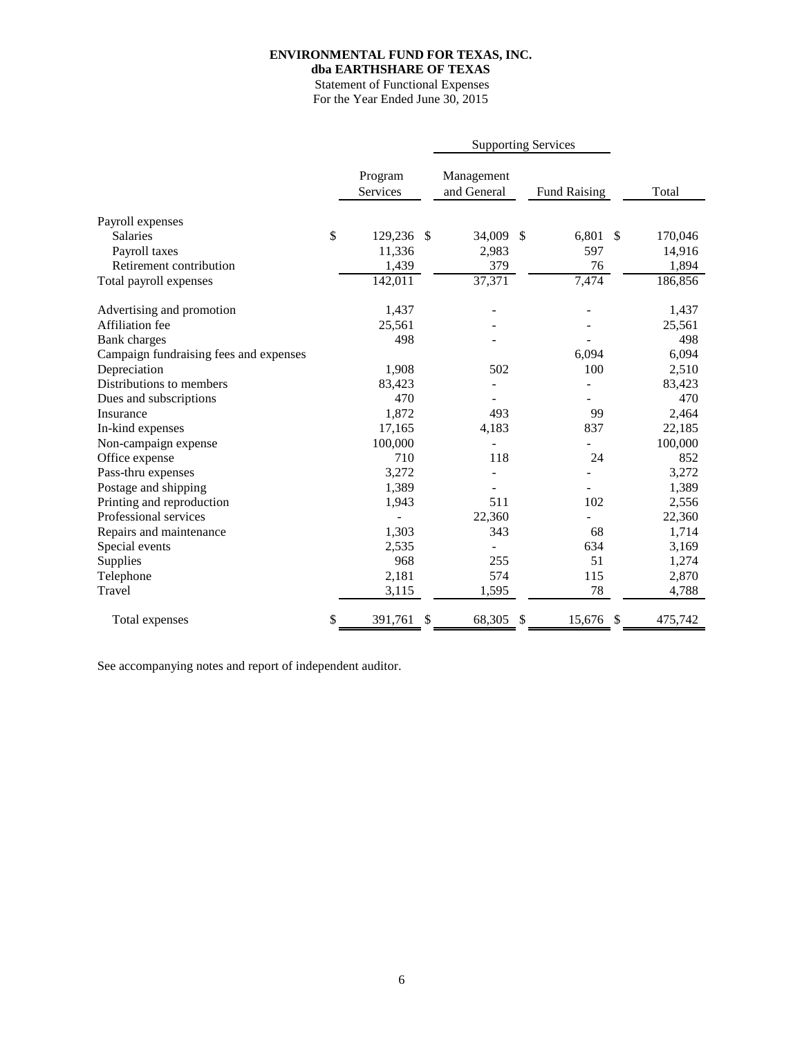**ENVIRONMENTAL FUND FOR TEXAS, INC.**
**dba EARTHSHARE OF TEXAS**
Statement of Functional Expenses
For the Year Ended June 30, 2015

| | Program Services | Supporting Services | | Total |
|---|---|---|---|---|
| | | Management and General | Fund Raising | |
| Payroll expenses | | | | |
| Salaries | $ 129,236 | $ 34,009 | $ 6,801 | $ 170,046 |
| Payroll taxes | 11,336 | 2,983 | 597 | 14,916 |
| Retirement contribution | 1,439 | 379 | 76 | 1,894 |
| Total payroll expenses | 142,011 | 37,371 | 7,474 | 186,856 |
| Advertising and promotion | 1,437 | - | - | 1,437 |
| Affiliation fee | 25,561 | - | - | 25,561 |
| Bank charges | 498 | - | - | 498 |
| Campaign fundraising fees and expenses | | | 6,094 | 6,094 |
| Depreciation | 1,908 | 502 | 100 | 2,510 |
| Distributions to members | 83,423 | - | - | 83,423 |
| Dues and subscriptions | 470 | - | - | 470 |
| Insurance | 1,872 | 493 | 99 | 2,464 |
| In-kind expenses | 17,165 | 4,183 | 837 | 22,185 |
| Non-campaign expense | 100,000 | - | - | 100,000 |
| Office expense | 710 | 118 | 24 | 852 |
| Pass-thru expenses | 3,272 | - | - | 3,272 |
| Postage and shipping | 1,389 | - | - | 1,389 |
| Printing and reproduction | 1,943 | 511 | 102 | 2,556 |
| Professional services | - | 22,360 | - | 22,360 |
| Repairs and maintenance | 1,303 | 343 | 68 | 1,714 |
| Special events | 2,535 | - | 634 | 3,169 |
| Supplies | 968 | 255 | 51 | 1,274 |
| Telephone | 2,181 | 574 | 115 | 2,870 |
| Travel | 3,115 | 1,595 | 78 | 4,788 |
| Total expenses | $ 391,761 | $ 68,305 | $ 15,676 | $ 475,742 |

See accompanying notes and report of independent auditor.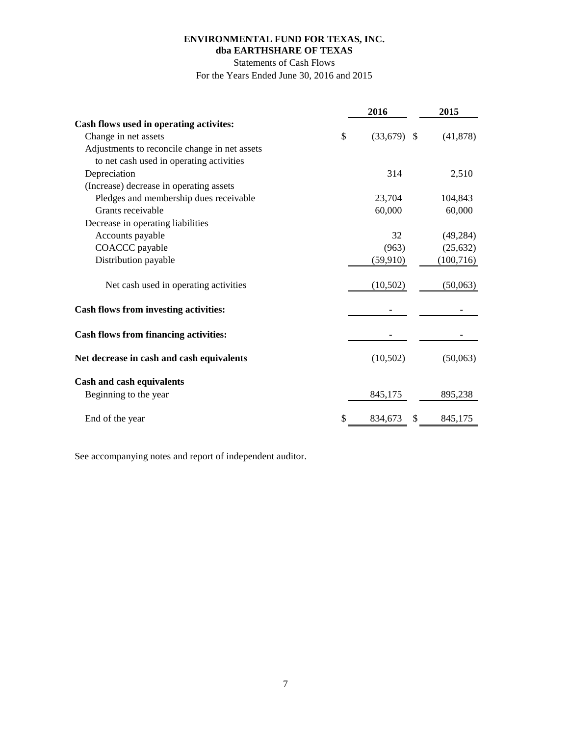**ENVIRONMENTAL FUND FOR TEXAS, INC.**
**dba EARTHSHARE OF TEXAS**

Statements of Cash Flows

For the Years Ended June 30, 2016 and 2015

| | 2016 | 2015 |
|---|---|---|
| **Cash flows used in operating activites:** | | |
| Change in net assets | $ (33,679) | $ (41,878) |
| Adjustments to reconcile change in net assets to net cash used in operating activities | | |
| Depreciation | 314 | 2,510 |
| (Increase) decrease in operating assets | | |
| Pledges and membership dues receivable | 23,704 | 104,843 |
| Grants receivable | 60,000 | 60,000 |
| Decrease in operating liabilities | | |
| Accounts payable | 32 | (49,284) |
| COACCC payable | (963) | (25,632) |
| Distribution payable | (59,910) | (100,716) |
| Net cash used in operating activities | (10,502) | (50,063) |
| **Cash flows from investing activities:** | - | - |
| **Cash flows from financing activities:** | - | - |
| **Net decrease in cash and cash equivalents** | (10,502) | (50,063) |
| **Cash and cash equivalents** | | |
| Beginning to the year | 845,175 | 895,238 |
| End of the year | $ 834,673 | $ 845,175 |

See accompanying notes and report of independent auditor.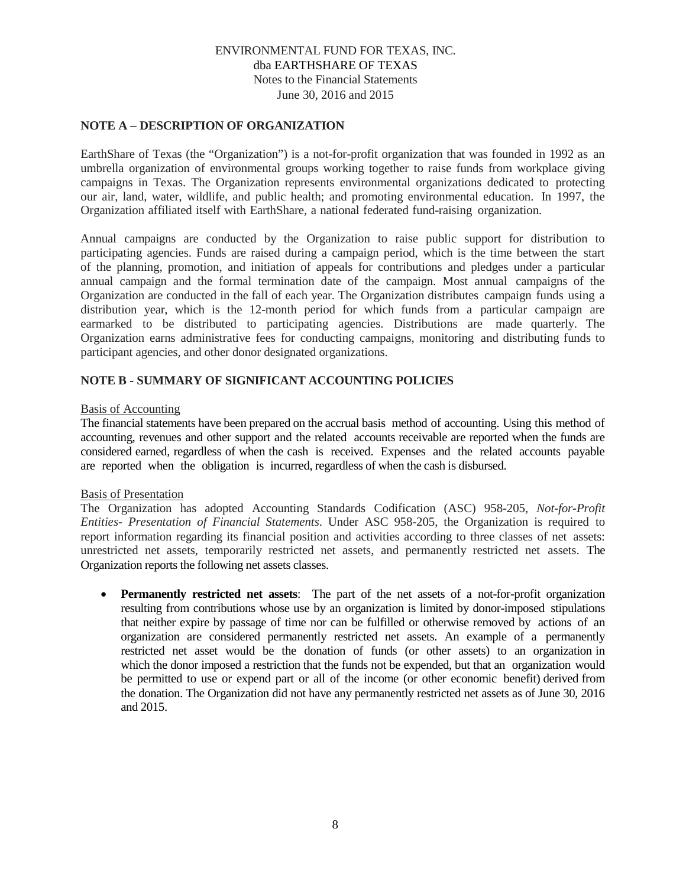ENVIRONMENTAL FUND FOR TEXAS, INC.
dba EARTHSHARE OF TEXAS
Notes to the Financial Statements
June 30, 2016 and 2015

## NOTE A – DESCRIPTION OF ORGANIZATION

EarthShare of Texas (the "Organization") is a not-for-profit organization that was founded in 1992 as an umbrella organization of environmental groups working together to raise funds from workplace giving campaigns in Texas. The Organization represents environmental organizations dedicated to protecting our air, land, water, wildlife, and public health; and promoting environmental education. In 1997, the Organization affiliated itself with EarthShare, a national federated fund-raising organization.

Annual campaigns are conducted by the Organization to raise public support for distribution to participating agencies. Funds are raised during a campaign period, which is the time between the start of the planning, promotion, and initiation of appeals for contributions and pledges under a particular annual campaign and the formal termination date of the campaign. Most annual campaigns of the Organization are conducted in the fall of each year. The Organization distributes campaign funds using a distribution year, which is the 12-month period for which funds from a particular campaign are earmarked to be distributed to participating agencies. Distributions are made quarterly. The Organization earns administrative fees for conducting campaigns, monitoring and distributing funds to participant agencies, and other donor designated organizations.

## NOTE B - SUMMARY OF SIGNIFICANT ACCOUNTING POLICIES

Basis of Accounting

The financial statements have been prepared on the accrual basis method of accounting. Using this method of accounting, revenues and other support and the related accounts receivable are reported when the funds are considered earned, regardless of when the cash is received. Expenses and the related accounts payable are reported when the obligation is incurred, regardless of when the cash is disbursed.

Basis of Presentation

The Organization has adopted Accounting Standards Codification (ASC) 958-205, *Not-for-Profit Entities- Presentation of Financial Statements*. Under ASC 958-205, the Organization is required to report information regarding its financial position and activities according to three classes of net assets: unrestricted net assets, temporarily restricted net assets, and permanently restricted net assets. The Organization reports the following net assets classes.

- **Permanently restricted net assets**: The part of the net assets of a not-for-profit organization resulting from contributions whose use by an organization is limited by donor-imposed stipulations that neither expire by passage of time nor can be fulfilled or otherwise removed by actions of an organization are considered permanently restricted net assets. An example of a permanently restricted net asset would be the donation of funds (or other assets) to an organization in which the donor imposed a restriction that the funds not be expended, but that an organization would be permitted to use or expend part or all of the income (or other economic benefit) derived from the donation. The Organization did not have any permanently restricted net assets as of June 30, 2016 and 2015.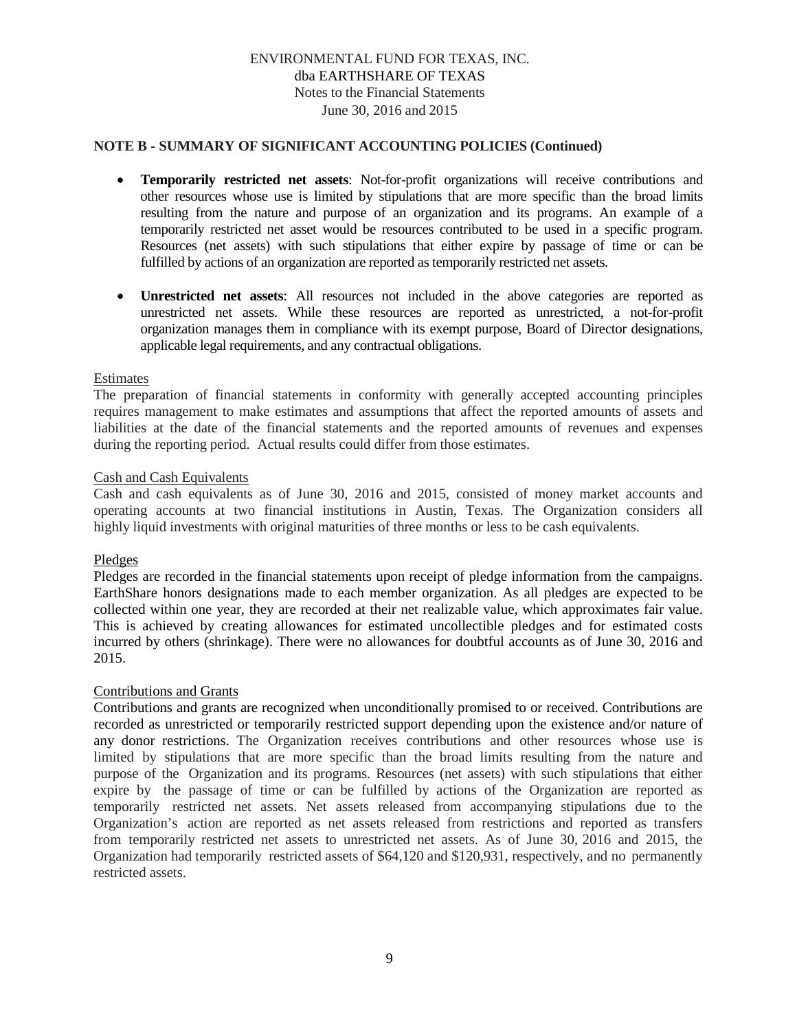## NOTE B - SUMMARY OF SIGNIFICANT ACCOUNTING POLICIES (Continued)

- **Temporarily restricted net assets**: Not-for-profit organizations will receive contributions and other resources whose use is limited by stipulations that are more specific than the broad limits resulting from the nature and purpose of an organization and its programs. An example of a temporarily restricted net asset would be resources contributed to be used in a specific program. Resources (net assets) with such stipulations that either expire by passage of time or can be fulfilled by actions of an organization are reported as temporarily restricted net assets.

- **Unrestricted net assets**: All resources not included in the above categories are reported as unrestricted net assets. While these resources are reported as unrestricted, a not-for-profit organization manages them in compliance with its exempt purpose, Board of Director designations, applicable legal requirements, and any contractual obligations.

### Estimates

The preparation of financial statements in conformity with generally accepted accounting principles requires management to make estimates and assumptions that affect the reported amounts of assets and liabilities at the date of the financial statements and the reported amounts of revenues and expenses during the reporting period. Actual results could differ from those estimates.

### Cash and Cash Equivalents

Cash and cash equivalents as of June 30, 2016 and 2015, consisted of money market accounts and operating accounts at two financial institutions in Austin, Texas. The Organization considers all highly liquid investments with original maturities of three months or less to be cash equivalents.

### Pledges

Pledges are recorded in the financial statements upon receipt of pledge information from the campaigns. EarthShare honors designations made to each member organization. As all pledges are expected to be collected within one year, they are recorded at their net realizable value, which approximates fair value. This is achieved by creating allowances for estimated uncollectible pledges and for estimated costs incurred by others (shrinkage). There were no allowances for doubtful accounts as of June 30, 2016 and 2015.

### Contributions and Grants

Contributions and grants are recognized when unconditionally promised to or received. Contributions are recorded as unrestricted or temporarily restricted support depending upon the existence and/or nature of any donor restrictions. The Organization receives contributions and other resources whose use is limited by stipulations that are more specific than the broad limits resulting from the nature and purpose of the Organization and its programs. Resources (net assets) with such stipulations that either expire by the passage of time or can be fulfilled by actions of the Organization are reported as temporarily restricted net assets. Net assets released from accompanying stipulations due to the Organization's action are reported as net assets released from restrictions and reported as transfers from temporarily restricted net assets to unrestricted net assets. As of June 30, 2016 and 2015, the Organization had temporarily restricted assets of $64,120 and $120,931, respectively, and no permanently restricted assets.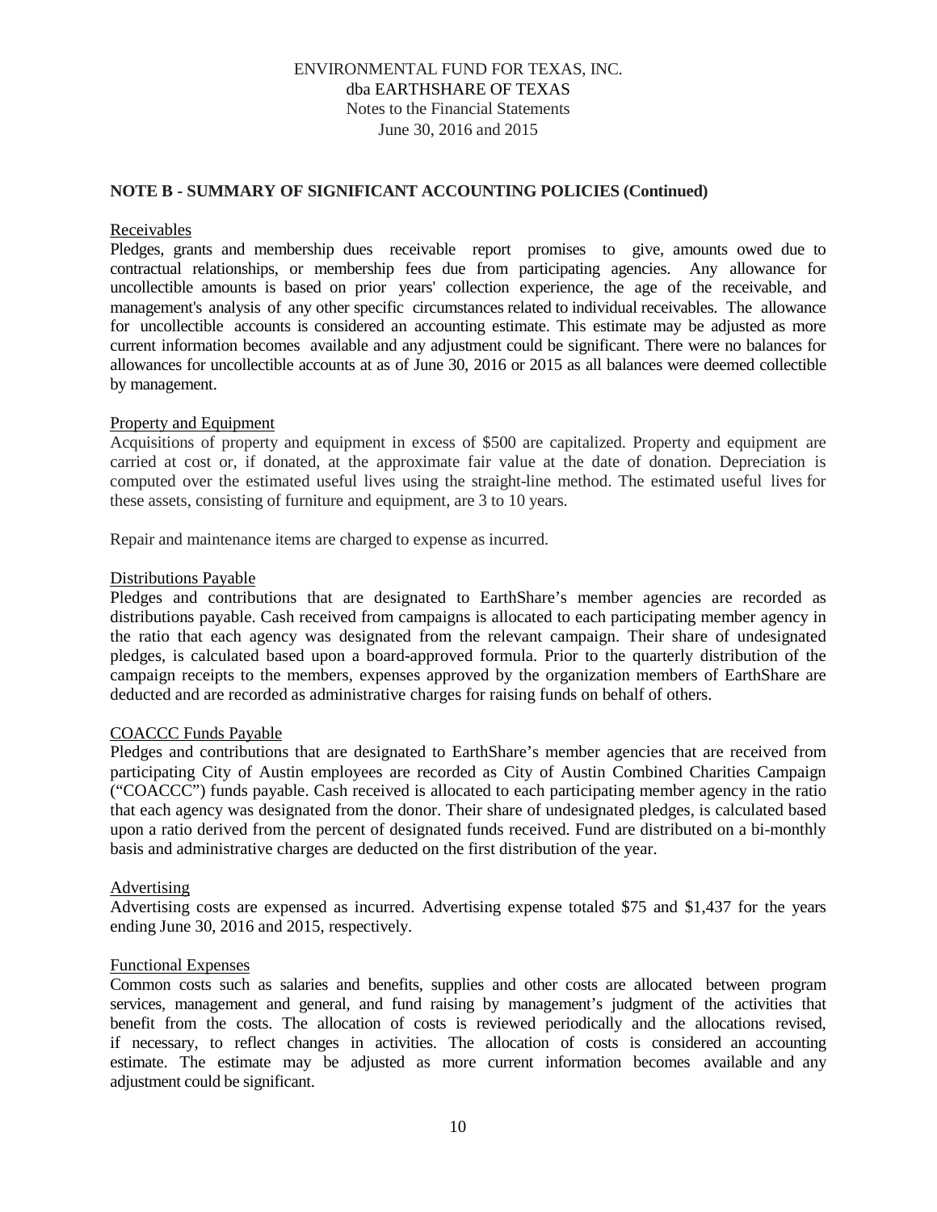## NOTE B - SUMMARY OF SIGNIFICANT ACCOUNTING POLICIES (Continued)

### Receivables

Pledges, grants and membership dues receivable report promises to give, amounts owed due to contractual relationships, or membership fees due from participating agencies. Any allowance for uncollectible amounts is based on prior years' collection experience, the age of the receivable, and management's analysis of any other specific circumstances related to individual receivables. The allowance for uncollectible accounts is considered an accounting estimate. This estimate may be adjusted as more current information becomes available and any adjustment could be significant. There were no balances for allowances for uncollectible accounts at as of June 30, 2016 or 2015 as all balances were deemed collectible by management.

### Property and Equipment

Acquisitions of property and equipment in excess of $500 are capitalized. Property and equipment are carried at cost or, if donated, at the approximate fair value at the date of donation. Depreciation is computed over the estimated useful lives using the straight-line method. The estimated useful lives for these assets, consisting of furniture and equipment, are 3 to 10 years.

Repair and maintenance items are charged to expense as incurred.

### Distributions Payable

Pledges and contributions that are designated to EarthShare's member agencies are recorded as distributions payable. Cash received from campaigns is allocated to each participating member agency in the ratio that each agency was designated from the relevant campaign. Their share of undesignated pledges, is calculated based upon a board-approved formula. Prior to the quarterly distribution of the campaign receipts to the members, expenses approved by the organization members of EarthShare are deducted and are recorded as administrative charges for raising funds on behalf of others.

### COACCC Funds Payable

Pledges and contributions that are designated to EarthShare's member agencies that are received from participating City of Austin employees are recorded as City of Austin Combined Charities Campaign ("COACCC") funds payable. Cash received is allocated to each participating member agency in the ratio that each agency was designated from the donor. Their share of undesignated pledges, is calculated based upon a ratio derived from the percent of designated funds received. Fund are distributed on a bi-monthly basis and administrative charges are deducted on the first distribution of the year.

### Advertising

Advertising costs are expensed as incurred. Advertising expense totaled $75 and $1,437 for the years ending June 30, 2016 and 2015, respectively.

### Functional Expenses

Common costs such as salaries and benefits, supplies and other costs are allocated between program services, management and general, and fund raising by management's judgment of the activities that benefit from the costs. The allocation of costs is reviewed periodically and the allocations revised, if necessary, to reflect changes in activities. The allocation of costs is considered an accounting estimate. The estimate may be adjusted as more current information becomes available and any adjustment could be significant.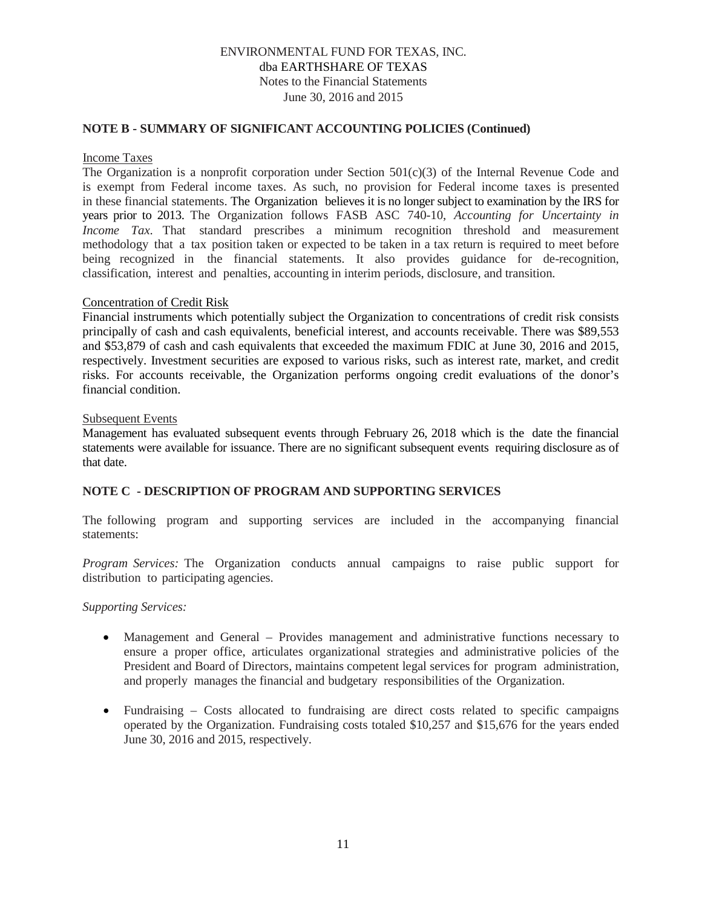ENVIRONMENTAL FUND FOR TEXAS, INC.
dba EARTHSHARE OF TEXAS
Notes to the Financial Statements
June 30, 2016 and 2015

**NOTE B - SUMMARY OF SIGNIFICANT ACCOUNTING POLICIES (Continued)**

Income Taxes

The Organization is a nonprofit corporation under Section 501(c)(3) of the Internal Revenue Code and is exempt from Federal income taxes. As such, no provision for Federal income taxes is presented in these financial statements. The Organization believes it is no longer subject to examination by the IRS for years prior to 2013. The Organization follows FASB ASC 740-10, *Accounting for Uncertainty in Income Tax*. That standard prescribes a minimum recognition threshold and measurement methodology that a tax position taken or expected to be taken in a tax return is required to meet before being recognized in the financial statements. It also provides guidance for de-recognition, classification, interest and penalties, accounting in interim periods, disclosure, and transition.

Concentration of Credit Risk

Financial instruments which potentially subject the Organization to concentrations of credit risk consists principally of cash and cash equivalents, beneficial interest, and accounts receivable. There was $89,553 and $53,879 of cash and cash equivalents that exceeded the maximum FDIC at June 30, 2016 and 2015, respectively. Investment securities are exposed to various risks, such as interest rate, market, and credit risks. For accounts receivable, the Organization performs ongoing credit evaluations of the donor's financial condition.

Subsequent Events

Management has evaluated subsequent events through February 26, 2018 which is the date the financial statements were available for issuance. There are no significant subsequent events requiring disclosure as of that date.

**NOTE C - DESCRIPTION OF PROGRAM AND SUPPORTING SERVICES**

The following program and supporting services are included in the accompanying financial statements:

*Program Services:* The Organization conducts annual campaigns to raise public support for distribution to participating agencies.

*Supporting Services:*

- Management and General – Provides management and administrative functions necessary to ensure a proper office, articulates organizational strategies and administrative policies of the President and Board of Directors, maintains competent legal services for program administration, and properly manages the financial and budgetary responsibilities of the Organization.

- Fundraising – Costs allocated to fundraising are direct costs related to specific campaigns operated by the Organization. Fundraising costs totaled $10,257 and $15,676 for the years ended June 30, 2016 and 2015, respectively.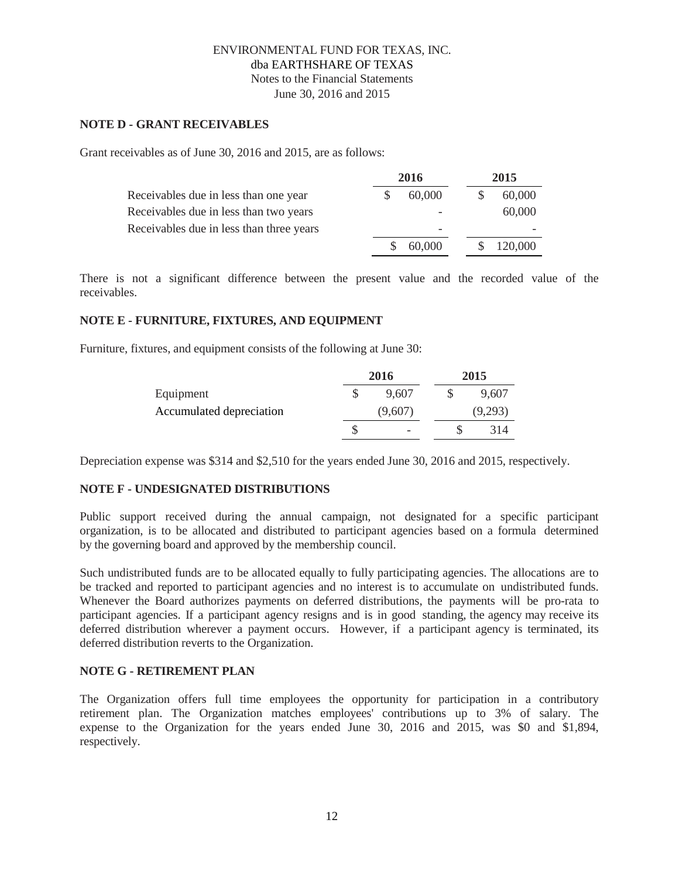ENVIRONMENTAL FUND FOR TEXAS, INC.
dba EARTHSHARE OF TEXAS
Notes to the Financial Statements
June 30, 2016 and 2015

**NOTE D - GRANT RECEIVABLES**

Grant receivables as of June 30, 2016 and 2015, are as follows:

| | 2016 | 2015 |
|---|---|---|
| Receivables due in less than one year | $ 60,000 | $ 60,000 |
| Receivables due in less than two years | - | 60,000 |
| Receivables due in less than three years | - | - |
| | $ 60,000 | $ 120,000 |

There is not a significant difference between the present value and the recorded value of the receivables.

**NOTE E - FURNITURE, FIXTURES, AND EQUIPMENT**

Furniture, fixtures, and equipment consists of the following at June 30:

| | 2016 | 2015 |
|---|---|---|
| Equipment | $ 9,607 | $ 9,607 |
| Accumulated depreciation | (9,607) | (9,293) |
| | $ - | $ 314 |

Depreciation expense was $314 and $2,510 for the years ended June 30, 2016 and 2015, respectively.

**NOTE F - UNDESIGNATED DISTRIBUTIONS**

Public support received during the annual campaign, not designated for a specific participant organization, is to be allocated and distributed to participant agencies based on a formula determined by the governing board and approved by the membership council.

Such undistributed funds are to be allocated equally to fully participating agencies. The allocations are to be tracked and reported to participant agencies and no interest is to accumulate on undistributed funds. Whenever the Board authorizes payments on deferred distributions, the payments will be pro-rata to participant agencies. If a participant agency resigns and is in good standing, the agency may receive its deferred distribution wherever a payment occurs. However, if a participant agency is terminated, its deferred distribution reverts to the Organization.

**NOTE G - RETIREMENT PLAN**

The Organization offers full time employees the opportunity for participation in a contributory retirement plan. The Organization matches employees' contributions up to 3% of salary. The expense to the Organization for the years ended June 30, 2016 and 2015, was $0 and $1,894, respectively.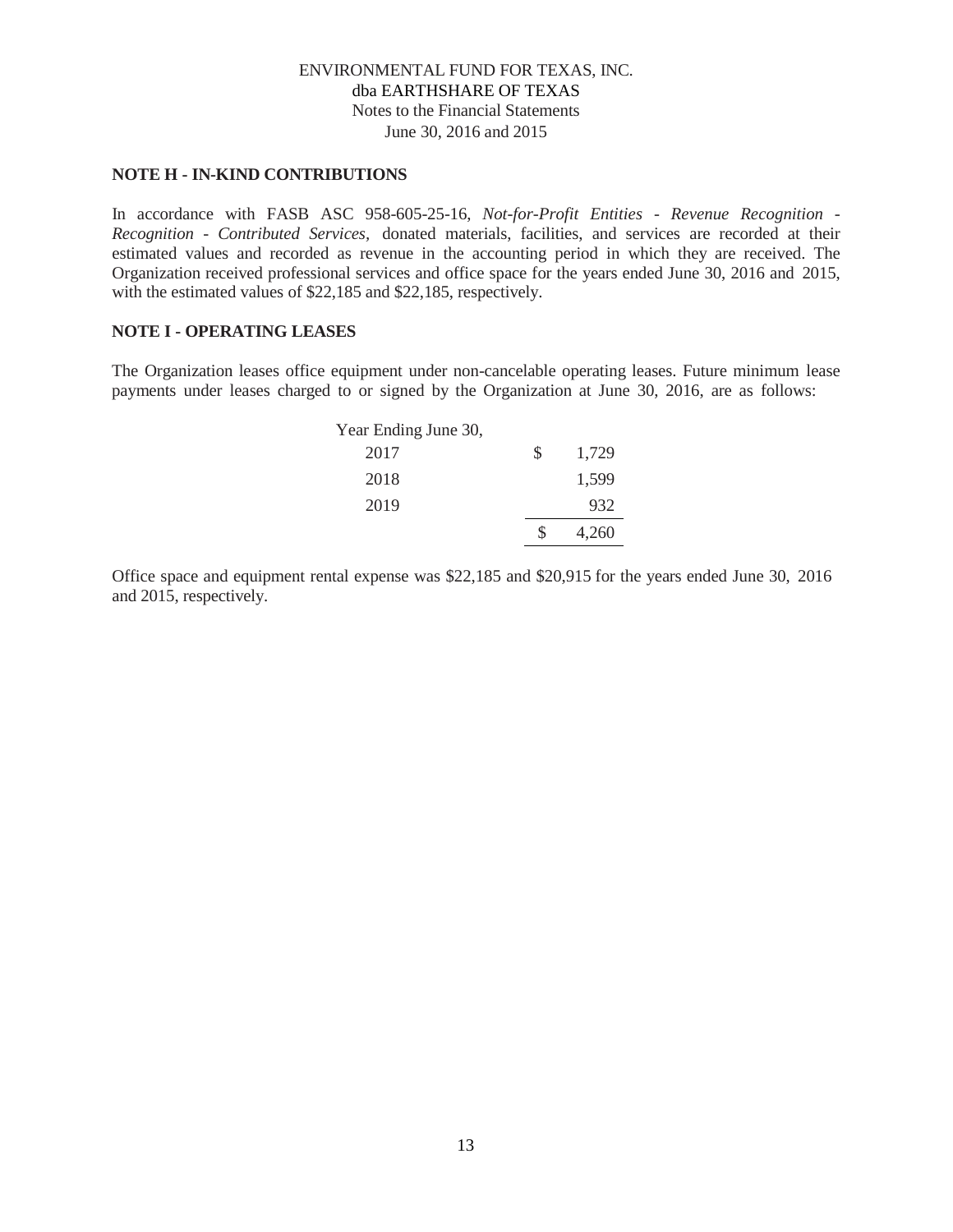ENVIRONMENTAL FUND FOR TEXAS, INC.
dba EARTHSHARE OF TEXAS
Notes to the Financial Statements
June 30, 2016 and 2015

**NOTE H - IN-KIND CONTRIBUTIONS**

In accordance with FASB ASC 958-605-25-16, *Not-for-Profit Entities - Revenue Recognition - Recognition - Contributed Services*, donated materials, facilities, and services are recorded at their estimated values and recorded as revenue in the accounting period in which they are received. The Organization received professional services and office space for the years ended June 30, 2016 and 2015, with the estimated values of $22,185 and $22,185, respectively.

**NOTE I - OPERATING LEASES**

The Organization leases office equipment under non-cancelable operating leases. Future minimum lease payments under leases charged to or signed by the Organization at June 30, 2016, are as follows:

| Year Ending June 30, | | |
|---|---|---|
| 2017 | $ | 1,729 |
| 2018 | | 1,599 |
| 2019 | | 932 |
| | $ | 4,260 |

Office space and equipment rental expense was $22,185 and $20,915 for the years ended June 30, 2016 and 2015, respectively.